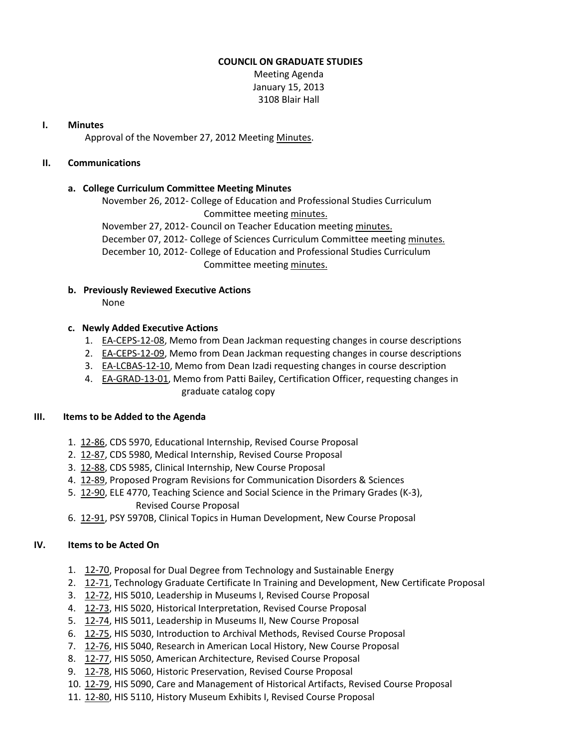**COUNCIL ON GRADUATE STUDIES**

Meeting Agenda
January 15, 2013
3108 Blair Hall

## I. Minutes

Approval of the November 27, 2012 Meeting Minutes.

## II. Communications

### a. College Curriculum Committee Meeting Minutes

November 26, 2012- College of Education and Professional Studies Curriculum Committee meeting minutes.
November 27, 2012- Council on Teacher Education meeting minutes.
December 07, 2012- College of Sciences Curriculum Committee meeting minutes.
December 10, 2012- College of Education and Professional Studies Curriculum Committee meeting minutes.

### b. Previously Reviewed Executive Actions

None

### c. Newly Added Executive Actions

1. EA-CEPS-12-08, Memo from Dean Jackman requesting changes in course descriptions
2. EA-CEPS-12-09, Memo from Dean Jackman requesting changes in course descriptions
3. EA-LCBAS-12-10, Memo from Dean Izadi requesting changes in course description
4. EA-GRAD-13-01, Memo from Patti Bailey, Certification Officer, requesting changes in graduate catalog copy

## III. Items to be Added to the Agenda

1. 12-86, CDS 5970, Educational Internship, Revised Course Proposal
2. 12-87, CDS 5980, Medical Internship, Revised Course Proposal
3. 12-88, CDS 5985, Clinical Internship, New Course Proposal
4. 12-89, Proposed Program Revisions for Communication Disorders & Sciences
5. 12-90, ELE 4770, Teaching Science and Social Science in the Primary Grades (K-3), Revised Course Proposal
6. 12-91, PSY 5970B, Clinical Topics in Human Development, New Course Proposal

## IV. Items to be Acted On

1. 12-70, Proposal for Dual Degree from Technology and Sustainable Energy
2. 12-71, Technology Graduate Certificate In Training and Development, New Certificate Proposal
3. 12-72, HIS 5010, Leadership in Museums I, Revised Course Proposal
4. 12-73, HIS 5020, Historical Interpretation, Revised Course Proposal
5. 12-74, HIS 5011, Leadership in Museums II, New Course Proposal
6. 12-75, HIS 5030, Introduction to Archival Methods, Revised Course Proposal
7. 12-76, HIS 5040, Research in American Local History, New Course Proposal
8. 12-77, HIS 5050, American Architecture, Revised Course Proposal
9. 12-78, HIS 5060, Historic Preservation, Revised Course Proposal
10. 12-79, HIS 5090, Care and Management of Historical Artifacts, Revised Course Proposal
11. 12-80, HIS 5110, History Museum Exhibits I, Revised Course Proposal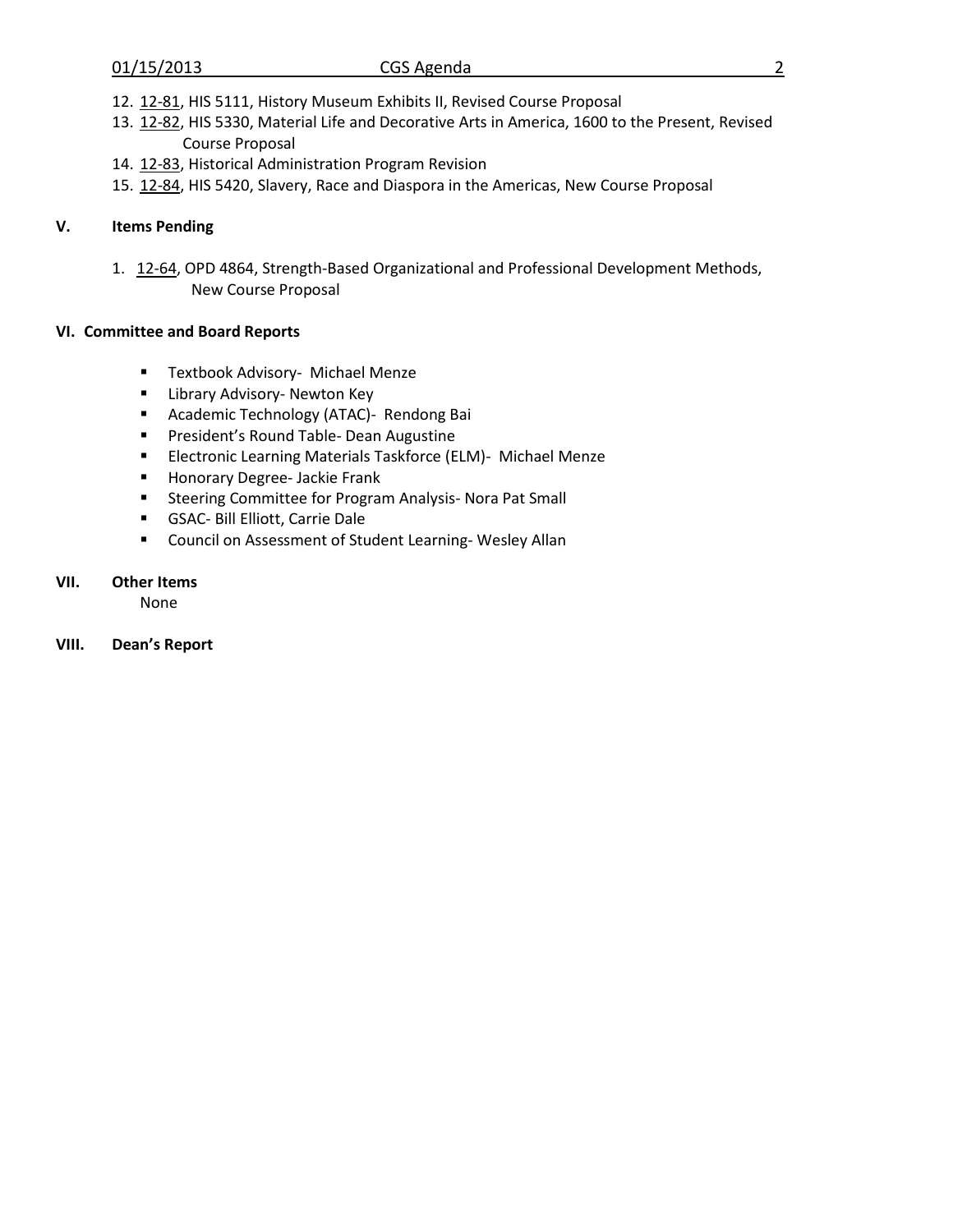12. 12-81, HIS 5111, History Museum Exhibits II, Revised Course Proposal
13. 12-82, HIS 5330, Material Life and Decorative Arts in America, 1600 to the Present, Revised Course Proposal
14. 12-83, Historical Administration Program Revision
15. 12-84, HIS 5420, Slavery, Race and Diaspora in the Americas, New Course Proposal

## V. Items Pending

1. 12-64, OPD 4864, Strength-Based Organizational and Professional Development Methods, New Course Proposal

## VI. Committee and Board Reports

- Textbook Advisory- Michael Menze
- Library Advisory- Newton Key
- Academic Technology (ATAC)- Rendong Bai
- President's Round Table- Dean Augustine
- Electronic Learning Materials Taskforce (ELM)- Michael Menze
- Honorary Degree- Jackie Frank
- Steering Committee for Program Analysis- Nora Pat Small
- GSAC- Bill Elliott, Carrie Dale
- Council on Assessment of Student Learning- Wesley Allan

## VII. Other Items

None

## VIII. Dean's Report